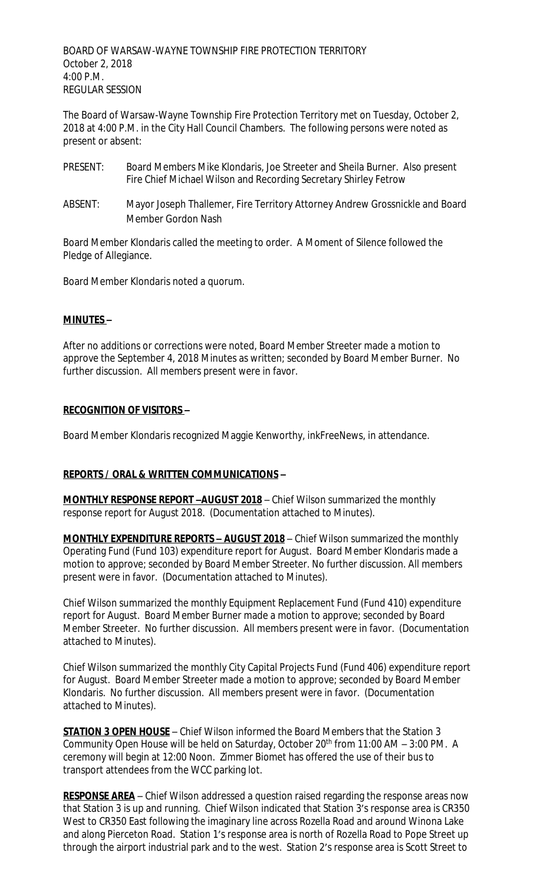BOARD OF WARSAW-WAYNE TOWNSHIP FIRE PROTECTION TERRITORY
October 2, 2018
4:00 P.M.
REGULAR SESSION

The Board of Warsaw-Wayne Township Fire Protection Territory met on Tuesday, October 2, 2018 at 4:00 P.M. in the City Hall Council Chambers. The following persons were noted as present or absent:

PRESENT: Board Members Mike Klondaris, Joe Streeter and Sheila Burner. Also present Fire Chief Michael Wilson and Recording Secretary Shirley Fetrow

ABSENT: Mayor Joseph Thallemer, Fire Territory Attorney Andrew Grossnickle and Board Member Gordon Nash

Board Member Klondaris called the meeting to order. A Moment of Silence followed the Pledge of Allegiance.

Board Member Klondaris noted a quorum.

**MINUTES –**

After no additions or corrections were noted, Board Member Streeter made a motion to approve the September 4, 2018 Minutes as written; seconded by Board Member Burner. No further discussion. All members present were in favor.

**RECOGNITION OF VISITORS –**

Board Member Klondaris recognized Maggie Kenworthy, inkFreeNews, in attendance.

**REPORTS / ORAL & WRITTEN COMMUNICATIONS –**

**MONTHLY RESPONSE REPORT –AUGUST 2018** – Chief Wilson summarized the monthly response report for August 2018. (Documentation attached to Minutes).

**MONTHLY EXPENDITURE REPORTS – AUGUST 2018** – Chief Wilson summarized the monthly Operating Fund (Fund 103) expenditure report for August. Board Member Klondaris made a motion to approve; seconded by Board Member Streeter. No further discussion. All members present were in favor. (Documentation attached to Minutes).

Chief Wilson summarized the monthly Equipment Replacement Fund (Fund 410) expenditure report for August. Board Member Burner made a motion to approve; seconded by Board Member Streeter. No further discussion. All members present were in favor. (Documentation attached to Minutes).

Chief Wilson summarized the monthly City Capital Projects Fund (Fund 406) expenditure report for August. Board Member Streeter made a motion to approve; seconded by Board Member Klondaris. No further discussion. All members present were in favor. (Documentation attached to Minutes).

**STATION 3 OPEN HOUSE** – Chief Wilson informed the Board Members that the Station 3 Community Open House will be held on Saturday, October 20th from 11:00 AM – 3:00 PM. A ceremony will begin at 12:00 Noon. Zimmer Biomet has offered the use of their bus to transport attendees from the WCC parking lot.

**RESPONSE AREA** – Chief Wilson addressed a question raised regarding the response areas now that Station 3 is up and running. Chief Wilson indicated that Station 3's response area is CR350 West to CR350 East following the imaginary line across Rozella Road and around Winona Lake and along Pierceton Road. Station 1's response area is north of Rozella Road to Pope Street up through the airport industrial park and to the west. Station 2's response area is Scott Street to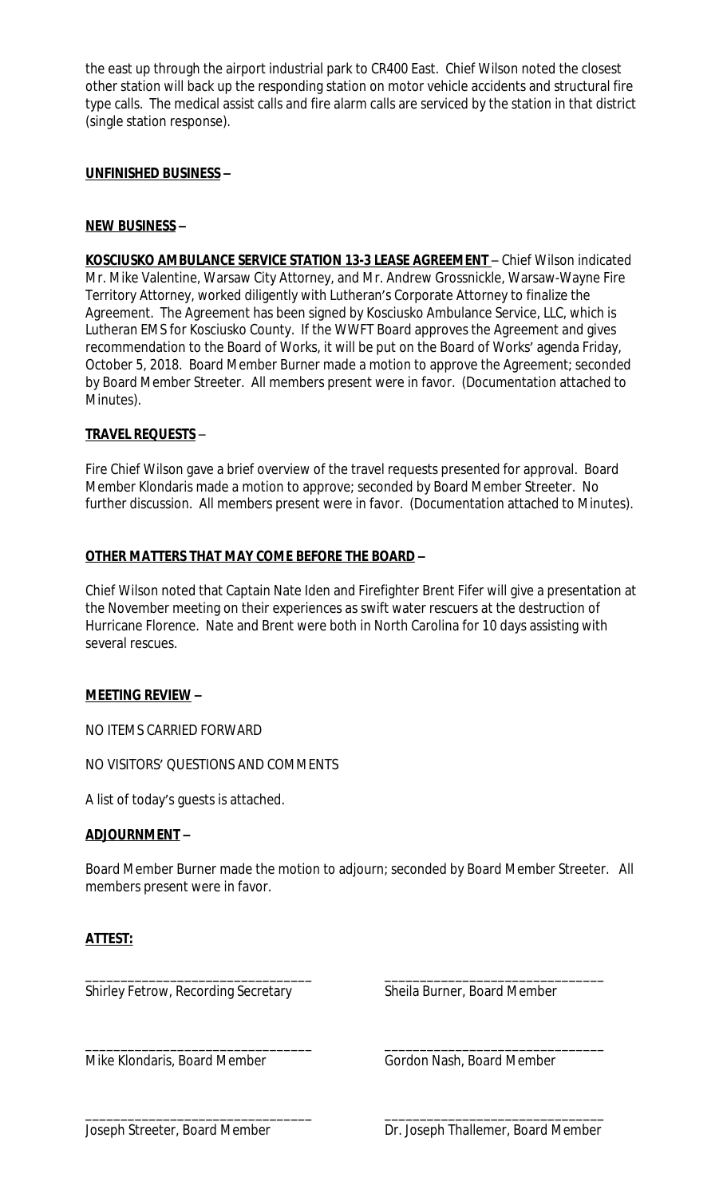the east up through the airport industrial park to CR400 East. Chief Wilson noted the closest other station will back up the responding station on motor vehicle accidents and structural fire type calls. The medical assist calls and fire alarm calls are serviced by the station in that district (single station response).

**UNFINISHED BUSINESS –**

**NEW BUSINESS –**

**KOSCIUSKO AMBULANCE SERVICE STATION 13-3 LEASE AGREEMENT** – Chief Wilson indicated Mr. Mike Valentine, Warsaw City Attorney, and Mr. Andrew Grossnickle, Warsaw-Wayne Fire Territory Attorney, worked diligently with Lutheran's Corporate Attorney to finalize the Agreement. The Agreement has been signed by Kosciusko Ambulance Service, LLC, which is Lutheran EMS for Kosciusko County. If the WWFT Board approves the Agreement and gives recommendation to the Board of Works, it will be put on the Board of Works' agenda Friday, October 5, 2018. Board Member Burner made a motion to approve the Agreement; seconded by Board Member Streeter. All members present were in favor. (Documentation attached to Minutes).

**TRAVEL REQUESTS** –

Fire Chief Wilson gave a brief overview of the travel requests presented for approval. Board Member Klondaris made a motion to approve; seconded by Board Member Streeter. No further discussion. All members present were in favor. (Documentation attached to Minutes).

**OTHER MATTERS THAT MAY COME BEFORE THE BOARD –**

Chief Wilson noted that Captain Nate Iden and Firefighter Brent Fifer will give a presentation at the November meeting on their experiences as swift water rescuers at the destruction of Hurricane Florence. Nate and Brent were both in North Carolina for 10 days assisting with several rescues.

**MEETING REVIEW –**

NO ITEMS CARRIED FORWARD

NO VISITORS' QUESTIONS AND COMMENTS

A list of today's guests is attached.

**ADJOURNMENT –**

Board Member Burner made the motion to adjourn; seconded by Board Member Streeter. All members present were in favor.

**ATTEST:**

| | |
|---|---|
| _______________________________ | _______________________________ |
| Shirley Fetrow, Recording Secretary | Sheila Burner, Board Member |
| _______________________________ | _______________________________ |
| Mike Klondaris, Board Member | Gordon Nash, Board Member |
| _______________________________ | _______________________________ |
| Joseph Streeter, Board Member | Dr. Joseph Thallemer, Board Member |